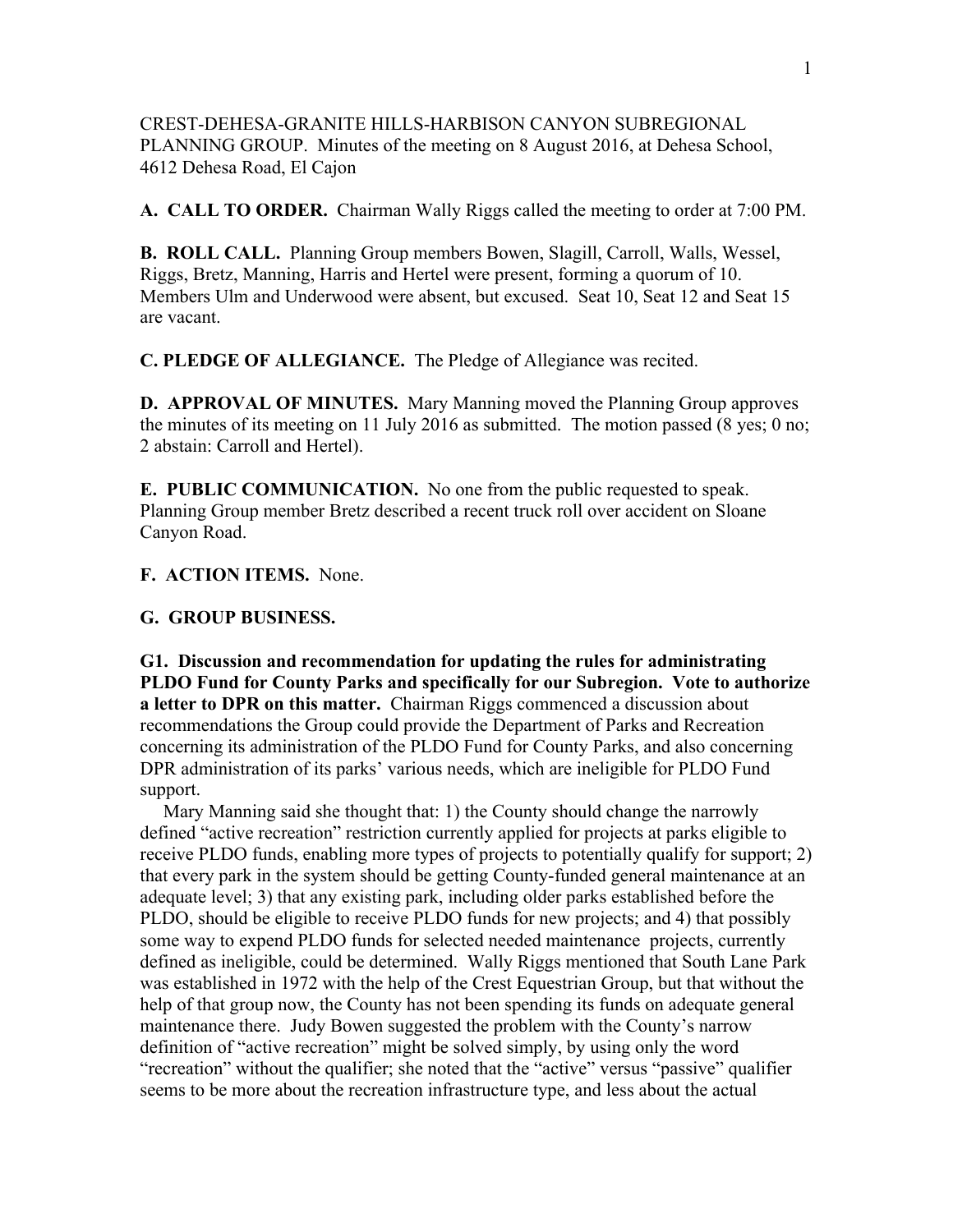CREST-DEHESA-GRANITE HILLS-HARBISON CANYON SUBREGIONAL PLANNING GROUP. Minutes of the meeting on 8 August 2016, at Dehesa School, 4612 Dehesa Road, El Cajon

**A. CALL TO ORDER.** Chairman Wally Riggs called the meeting to order at 7:00 PM.

**B. ROLL CALL.** Planning Group members Bowen, Slagill, Carroll, Walls, Wessel, Riggs, Bretz, Manning, Harris and Hertel were present, forming a quorum of 10. Members Ulm and Underwood were absent, but excused. Seat 10, Seat 12 and Seat 15 are vacant.

**C. PLEDGE OF ALLEGIANCE.** The Pledge of Allegiance was recited.

**D. APPROVAL OF MINUTES.** Mary Manning moved the Planning Group approves the minutes of its meeting on 11 July 2016 as submitted. The motion passed (8 yes; 0 no; 2 abstain: Carroll and Hertel).

**E. PUBLIC COMMUNICATION.** No one from the public requested to speak. Planning Group member Bretz described a recent truck roll over accident on Sloane Canyon Road.

**F. ACTION ITEMS.** None.

**G. GROUP BUSINESS.**

**G1. Discussion and recommendation for updating the rules for administrating PLDO Fund for County Parks and specifically for our Subregion. Vote to authorize a letter to DPR on this matter.** Chairman Riggs commenced a discussion about recommendations the Group could provide the Department of Parks and Recreation concerning its administration of the PLDO Fund for County Parks, and also concerning DPR administration of its parks' various needs, which are ineligible for PLDO Fund support.

Mary Manning said she thought that: 1) the County should change the narrowly defined "active recreation" restriction currently applied for projects at parks eligible to receive PLDO funds, enabling more types of projects to potentially qualify for support; 2) that every park in the system should be getting County-funded general maintenance at an adequate level; 3) that any existing park, including older parks established before the PLDO, should be eligible to receive PLDO funds for new projects; and 4) that possibly some way to expend PLDO funds for selected needed maintenance projects, currently defined as ineligible, could be determined. Wally Riggs mentioned that South Lane Park was established in 1972 with the help of the Crest Equestrian Group, but that without the help of that group now, the County has not been spending its funds on adequate general maintenance there. Judy Bowen suggested the problem with the County's narrow definition of "active recreation" might be solved simply, by using only the word "recreation" without the qualifier; she noted that the "active" versus "passive" qualifier seems to be more about the recreation infrastructure type, and less about the actual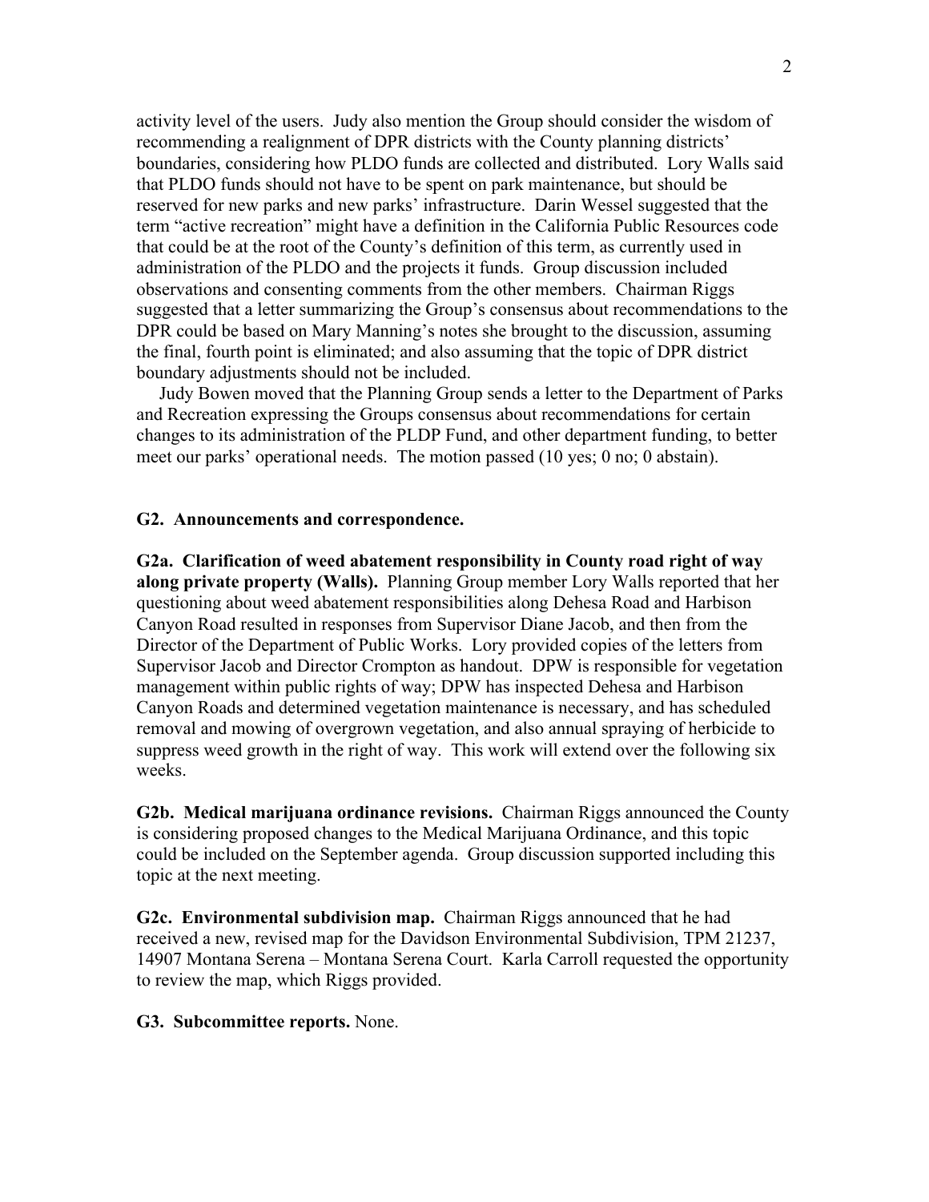activity level of the users. Judy also mention the Group should consider the wisdom of recommending a realignment of DPR districts with the County planning districts' boundaries, considering how PLDO funds are collected and distributed. Lory Walls said that PLDO funds should not have to be spent on park maintenance, but should be reserved for new parks and new parks' infrastructure. Darin Wessel suggested that the term "active recreation" might have a definition in the California Public Resources code that could be at the root of the County's definition of this term, as currently used in administration of the PLDO and the projects it funds. Group discussion included observations and consenting comments from the other members. Chairman Riggs suggested that a letter summarizing the Group's consensus about recommendations to the DPR could be based on Mary Manning's notes she brought to the discussion, assuming the final, fourth point is eliminated; and also assuming that the topic of DPR district boundary adjustments should not be included.

Judy Bowen moved that the Planning Group sends a letter to the Department of Parks and Recreation expressing the Groups consensus about recommendations for certain changes to its administration of the PLDP Fund, and other department funding, to better meet our parks' operational needs. The motion passed (10 yes; 0 no; 0 abstain).

**G2. Announcements and correspondence.**

**G2a. Clarification of weed abatement responsibility in County road right of way along private property (Walls).** Planning Group member Lory Walls reported that her questioning about weed abatement responsibilities along Dehesa Road and Harbison Canyon Road resulted in responses from Supervisor Diane Jacob, and then from the Director of the Department of Public Works. Lory provided copies of the letters from Supervisor Jacob and Director Crompton as handout. DPW is responsible for vegetation management within public rights of way; DPW has inspected Dehesa and Harbison Canyon Roads and determined vegetation maintenance is necessary, and has scheduled removal and mowing of overgrown vegetation, and also annual spraying of herbicide to suppress weed growth in the right of way. This work will extend over the following six weeks.

**G2b. Medical marijuana ordinance revisions.** Chairman Riggs announced the County is considering proposed changes to the Medical Marijuana Ordinance, and this topic could be included on the September agenda. Group discussion supported including this topic at the next meeting.

**G2c. Environmental subdivision map.** Chairman Riggs announced that he had received a new, revised map for the Davidson Environmental Subdivision, TPM 21237, 14907 Montana Serena – Montana Serena Court. Karla Carroll requested the opportunity to review the map, which Riggs provided.

**G3. Subcommittee reports.** None.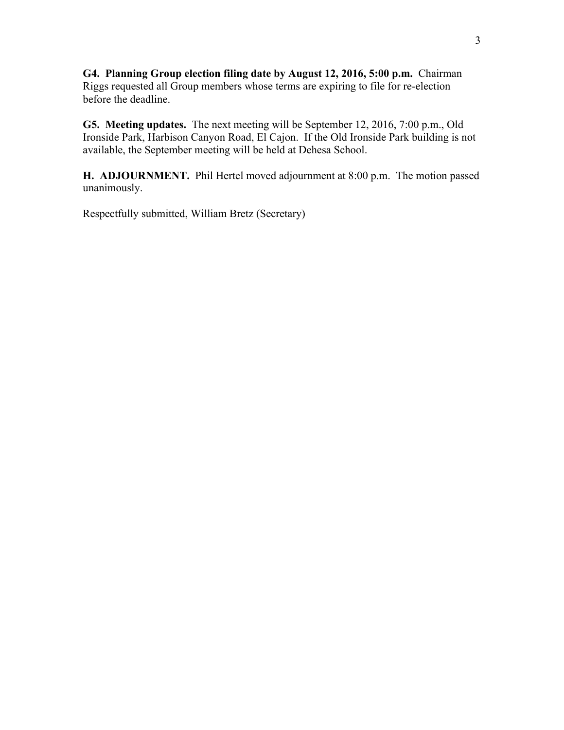**G4. Planning Group election filing date by August 12, 2016, 5:00 p.m.** Chairman Riggs requested all Group members whose terms are expiring to file for re-election before the deadline.

**G5. Meeting updates.** The next meeting will be September 12, 2016, 7:00 p.m., Old Ironside Park, Harbison Canyon Road, El Cajon. If the Old Ironside Park building is not available, the September meeting will be held at Dehesa School.

**H. ADJOURNMENT.** Phil Hertel moved adjournment at 8:00 p.m. The motion passed unanimously.

Respectfully submitted, William Bretz (Secretary)